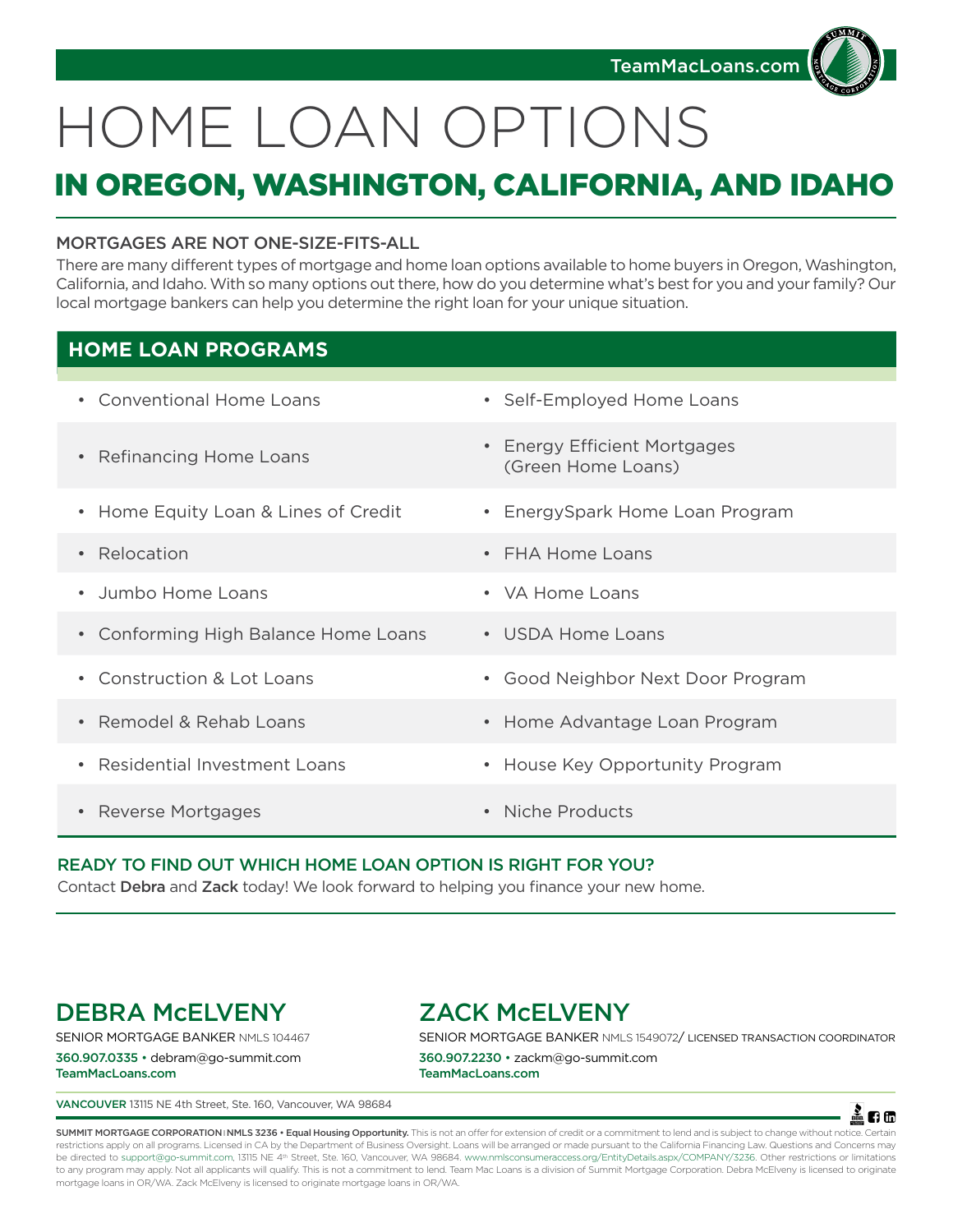TeamMacLoans.com

# HOME LOAN OPTIONS

## IN OREGON, WASHINGTON, CALIFORNIA, AND IDAHO

### MORTGAGES ARE NOT ONE-SIZE-FITS-ALL

There are many different types of mortgage and home loan options available to home buyers in Oregon, Washington, California, and Idaho. With so many options out there, how do you determine what's best for you and your family? Our local mortgage bankers can help you determine the right loan for your unique situation.

## HOME LOAN PROGRAMS

- Conventional Home Loans
- Refinancing Home Loans
- Home Equity Loan & Lines of Credit
- Relocation
- Jumbo Home Loans
- Conforming High Balance Home Loans
- Construction & Lot Loans
- Remodel & Rehab Loans
- Residential Investment Loans
- Reverse Mortgages
- Self-Employed Home Loans
- Energy Efficient Mortgages (Green Home Loans)
- EnergySpark Home Loan Program
- FHA Home Loans
- VA Home Loans
- USDA Home Loans
- Good Neighbor Next Door Program
- Home Advantage Loan Program
- House Key Opportunity Program
- Niche Products

### READY TO FIND OUT WHICH HOME LOAN OPTION IS RIGHT FOR YOU?

Contact **Debra** and **Zack** today! We look forward to helping you finance your new home.

## DEBRA McELVENY

SENIOR MORTGAGE BANKER NMLS 104467

360.907.0335 • debram@go-summit.com

TeamMacLoans.com

## ZACK McELVENY

SENIOR MORTGAGE BANKER NMLS 1549072/ LICENSED TRANSACTION COORDINATOR

360.907.2230 • zackm@go-summit.com

TeamMacLoans.com

**VANCOUVER** 13115 NE 4th Street, Ste. 160, Vancouver, WA 98684

**SUMMIT MORTGAGE CORPORATION | NMLS 3236 • Equal Housing Opportunity.** This is not an offer for extension of credit or a commitment to lend and is subject to change without notice. Certain restrictions apply on all programs. Licensed in CA by the Department of Business Oversight. Loans will be arranged or made pursuant to the California Financing Law. Questions and Concerns may be directed to support@go-summit.com, 13115 NE 4th Street, Ste. 160, Vancouver, WA 98684. www.nmlsconsumeraccess.org/EntityDetails.aspx/COMPANY/3236. Other restrictions or limitations to any program may apply. Not all applicants will qualify. This is not a commitment to lend. Team Mac Loans is a division of Summit Mortgage Corporation. Debra McElveny is licensed to originate mortgage loans in OR/WA. Zack McElveny is licensed to originate mortgage loans in OR/WA.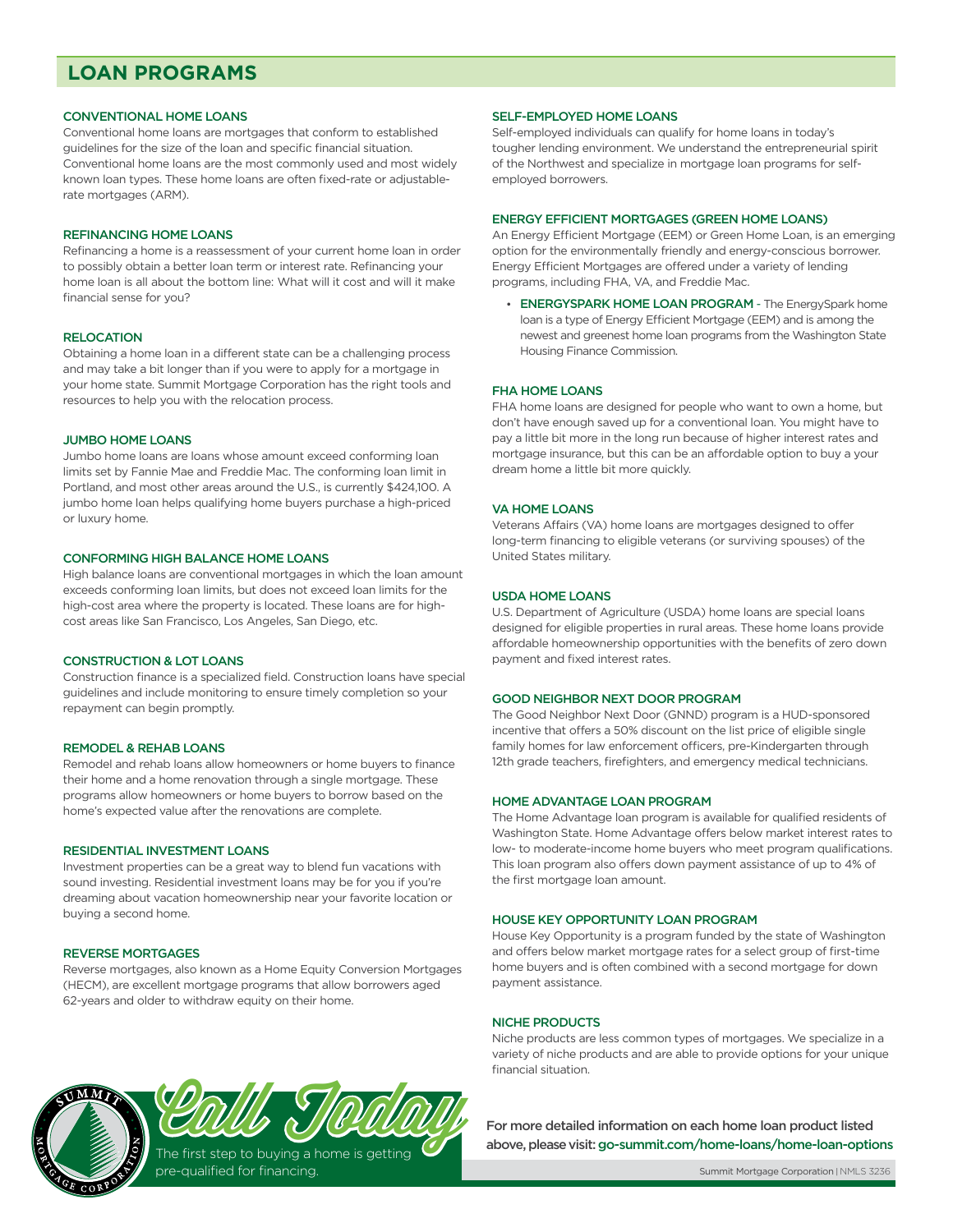# LOAN PROGRAMS

## CONVENTIONAL HOME LOANS

Conventional home loans are mortgages that conform to established guidelines for the size of the loan and specific financial situation. Conventional home loans are the most commonly used and most widely known loan types. These home loans are often fixed-rate or adjustable-rate mortgages (ARM).

## REFINANCING HOME LOANS

Refinancing a home is a reassessment of your current home loan in order to possibly obtain a better loan term or interest rate. Refinancing your home loan is all about the bottom line: What will it cost and will it make financial sense for you?

## RELOCATION

Obtaining a home loan in a different state can be a challenging process and may take a bit longer than if you were to apply for a mortgage in your home state. Summit Mortgage Corporation has the right tools and resources to help you with the relocation process.

## JUMBO HOME LOANS

Jumbo home loans are loans whose amount exceed conforming loan limits set by Fannie Mae and Freddie Mac. The conforming loan limit in Portland, and most other areas around the U.S., is currently $424,100. A jumbo home loan helps qualifying home buyers purchase a high-priced or luxury home.

## CONFORMING HIGH BALANCE HOME LOANS

High balance loans are conventional mortgages in which the loan amount exceeds conforming loan limits, but does not exceed loan limits for the high-cost area where the property is located. These loans are for high-cost areas like San Francisco, Los Angeles, San Diego, etc.

## CONSTRUCTION & LOT LOANS

Construction finance is a specialized field. Construction loans have special guidelines and include monitoring to ensure timely completion so your repayment can begin promptly.

## REMODEL & REHAB LOANS

Remodel and rehab loans allow homeowners or home buyers to finance their home and a home renovation through a single mortgage. These programs allow homeowners or home buyers to borrow based on the home's expected value after the renovations are complete.

## RESIDENTIAL INVESTMENT LOANS

Investment properties can be a great way to blend fun vacations with sound investing. Residential investment loans may be for you if you're dreaming about vacation homeownership near your favorite location or buying a second home.

## REVERSE MORTGAGES

Reverse mortgages, also known as a Home Equity Conversion Mortgages (HECM), are excellent mortgage programs that allow borrowers aged 62-years and older to withdraw equity on their home.

## SELF-EMPLOYED HOME LOANS

Self-employed individuals can qualify for home loans in today's tougher lending environment. We understand the entrepreneurial spirit of the Northwest and specialize in mortgage loan programs for self-employed borrowers.

## ENERGY EFFICIENT MORTGAGES (GREEN HOME LOANS)

An Energy Efficient Mortgage (EEM) or Green Home Loan, is an emerging option for the environmentally friendly and energy-conscious borrower. Energy Efficient Mortgages are offered under a variety of lending programs, including FHA, VA, and Freddie Mac.

- **ENERGYSPARK HOME LOAN PROGRAM** - The EnergySpark home loan is a type of Energy Efficient Mortgage (EEM) and is among the newest and greenest home loan programs from the Washington State Housing Finance Commission.

## FHA HOME LOANS

FHA home loans are designed for people who want to own a home, but don't have enough saved up for a conventional loan. You might have to pay a little bit more in the long run because of higher interest rates and mortgage insurance, but this can be an affordable option to buy a your dream home a little bit more quickly.

## VA HOME LOANS

Veterans Affairs (VA) home loans are mortgages designed to offer long-term financing to eligible veterans (or surviving spouses) of the United States military.

## USDA HOME LOANS

U.S. Department of Agriculture (USDA) home loans are special loans designed for eligible properties in rural areas. These home loans provide affordable homeownership opportunities with the benefits of zero down payment and fixed interest rates.

## GOOD NEIGHBOR NEXT DOOR PROGRAM

The Good Neighbor Next Door (GNND) program is a HUD-sponsored incentive that offers a 50% discount on the list price of eligible single family homes for law enforcement officers, pre-Kindergarten through 12th grade teachers, firefighters, and emergency medical technicians.

## HOME ADVANTAGE LOAN PROGRAM

The Home Advantage loan program is available for qualified residents of Washington State. Home Advantage offers below market interest rates to low- to moderate-income home buyers who meet program qualifications. This loan program also offers down payment assistance of up to 4% of the first mortgage loan amount.

## HOUSE KEY OPPORTUNITY LOAN PROGRAM

House Key Opportunity is a program funded by the state of Washington and offers below market mortgage rates for a select group of first-time home buyers and is often combined with a second mortgage for down payment assistance.

## NICHE PRODUCTS

Niche products are less common types of mortgages. We specialize in a variety of niche products and are able to provide options for your unique financial situation.

*Call Today*

The first step to buying a home is getting pre-qualified for financing.

**For more detailed information on each home loan product listed above, please visit: go-summit.com/home-loans/home-loan-options**

Summit Mortgage Corporation | NMLS 3236